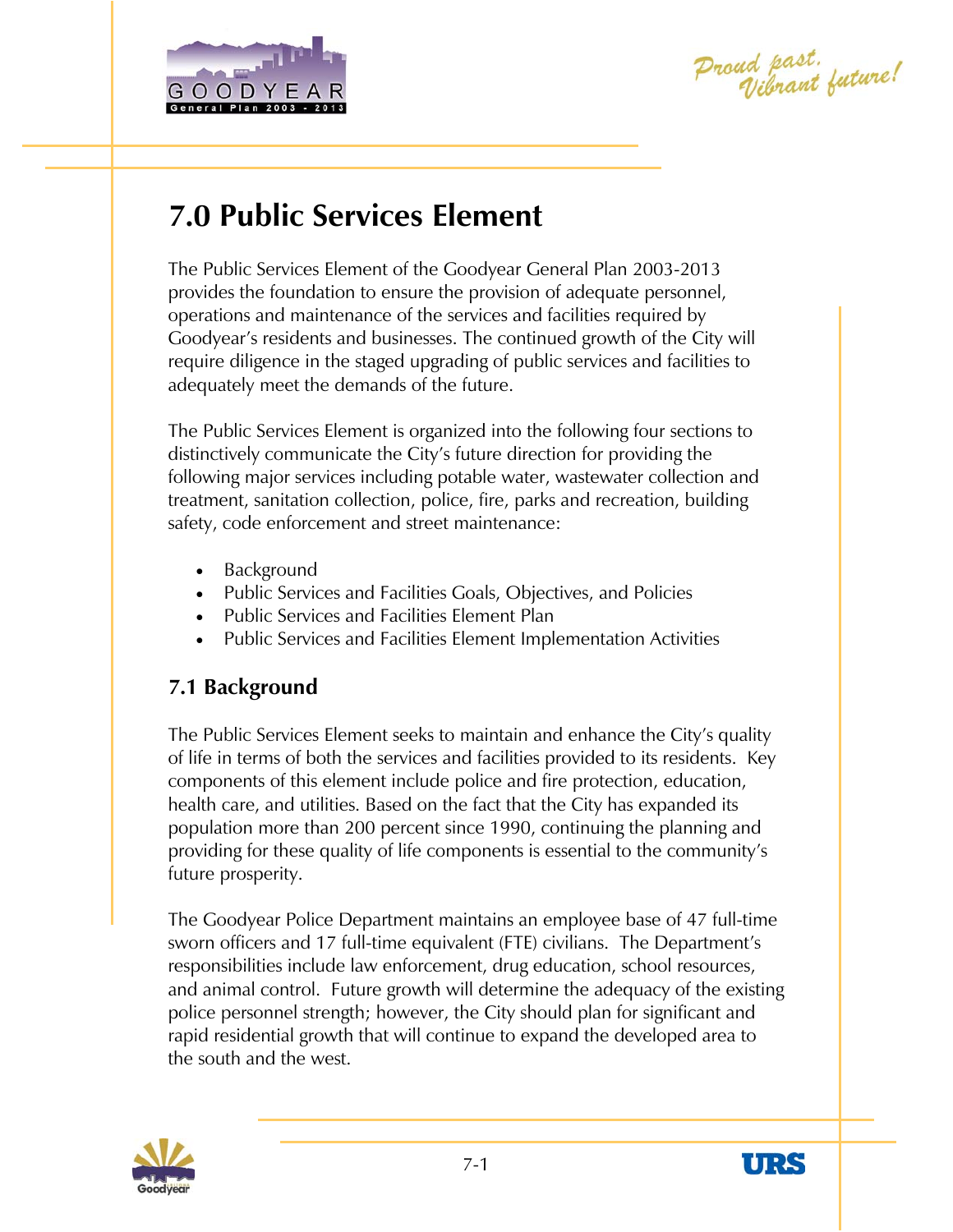# 7.0 Public Services Element

The Public Services Element of the Goodyear General Plan 2003-2013 provides the foundation to ensure the provision of adequate personnel, operations and maintenance of the services and facilities required by Goodyear's residents and businesses. The continued growth of the City will require diligence in the staged upgrading of public services and facilities to adequately meet the demands of the future.

The Public Services Element is organized into the following four sections to distinctively communicate the City's future direction for providing the following major services including potable water, wastewater collection and treatment, sanitation collection, police, fire, parks and recreation, building safety, code enforcement and street maintenance:

- Background
- Public Services and Facilities Goals, Objectives, and Policies
- Public Services and Facilities Element Plan
- Public Services and Facilities Element Implementation Activities

## 7.1 Background

The Public Services Element seeks to maintain and enhance the City's quality of life in terms of both the services and facilities provided to its residents. Key components of this element include police and fire protection, education, health care, and utilities. Based on the fact that the City has expanded its population more than 200 percent since 1990, continuing the planning and providing for these quality of life components is essential to the community's future prosperity.

The Goodyear Police Department maintains an employee base of 47 full-time sworn officers and 17 full-time equivalent (FTE) civilians. The Department's responsibilities include law enforcement, drug education, school resources, and animal control. Future growth will determine the adequacy of the existing police personnel strength; however, the City should plan for significant and rapid residential growth that will continue to expand the developed area to the south and the west.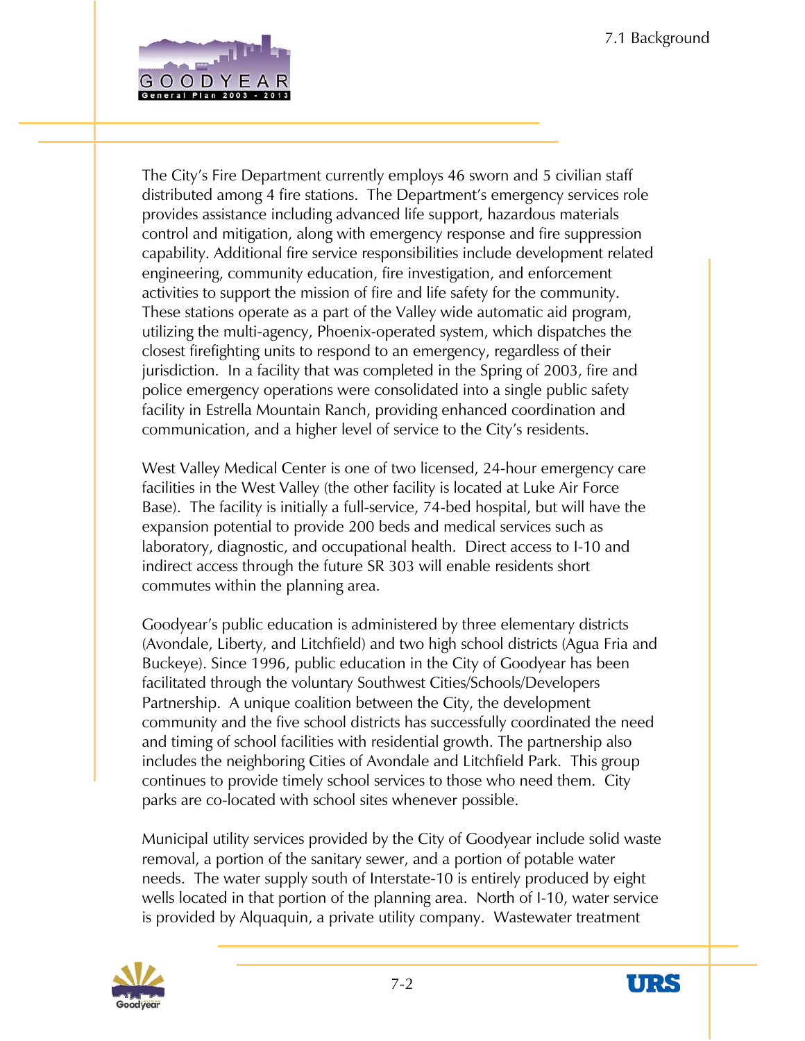The City's Fire Department currently employs 46 sworn and 5 civilian staff distributed among 4 fire stations. The Department's emergency services role provides assistance including advanced life support, hazardous materials control and mitigation, along with emergency response and fire suppression capability. Additional fire service responsibilities include development related engineering, community education, fire investigation, and enforcement activities to support the mission of fire and life safety for the community. These stations operate as a part of the Valley wide automatic aid program, utilizing the multi-agency, Phoenix-operated system, which dispatches the closest firefighting units to respond to an emergency, regardless of their jurisdiction. In a facility that was completed in the Spring of 2003, fire and police emergency operations were consolidated into a single public safety facility in Estrella Mountain Ranch, providing enhanced coordination and communication, and a higher level of service to the City's residents.

West Valley Medical Center is one of two licensed, 24-hour emergency care facilities in the West Valley (the other facility is located at Luke Air Force Base). The facility is initially a full-service, 74-bed hospital, but will have the expansion potential to provide 200 beds and medical services such as laboratory, diagnostic, and occupational health. Direct access to I-10 and indirect access through the future SR 303 will enable residents short commutes within the planning area.

Goodyear's public education is administered by three elementary districts (Avondale, Liberty, and Litchfield) and two high school districts (Agua Fria and Buckeye). Since 1996, public education in the City of Goodyear has been facilitated through the voluntary Southwest Cities/Schools/Developers Partnership. A unique coalition between the City, the development community and the five school districts has successfully coordinated the need and timing of school facilities with residential growth. The partnership also includes the neighboring Cities of Avondale and Litchfield Park. This group continues to provide timely school services to those who need them. City parks are co-located with school sites whenever possible.

Municipal utility services provided by the City of Goodyear include solid waste removal, a portion of the sanitary sewer, and a portion of potable water needs. The water supply south of Interstate-10 is entirely produced by eight wells located in that portion of the planning area. North of I-10, water service is provided by Alquaquin, a private utility company. Wastewater treatment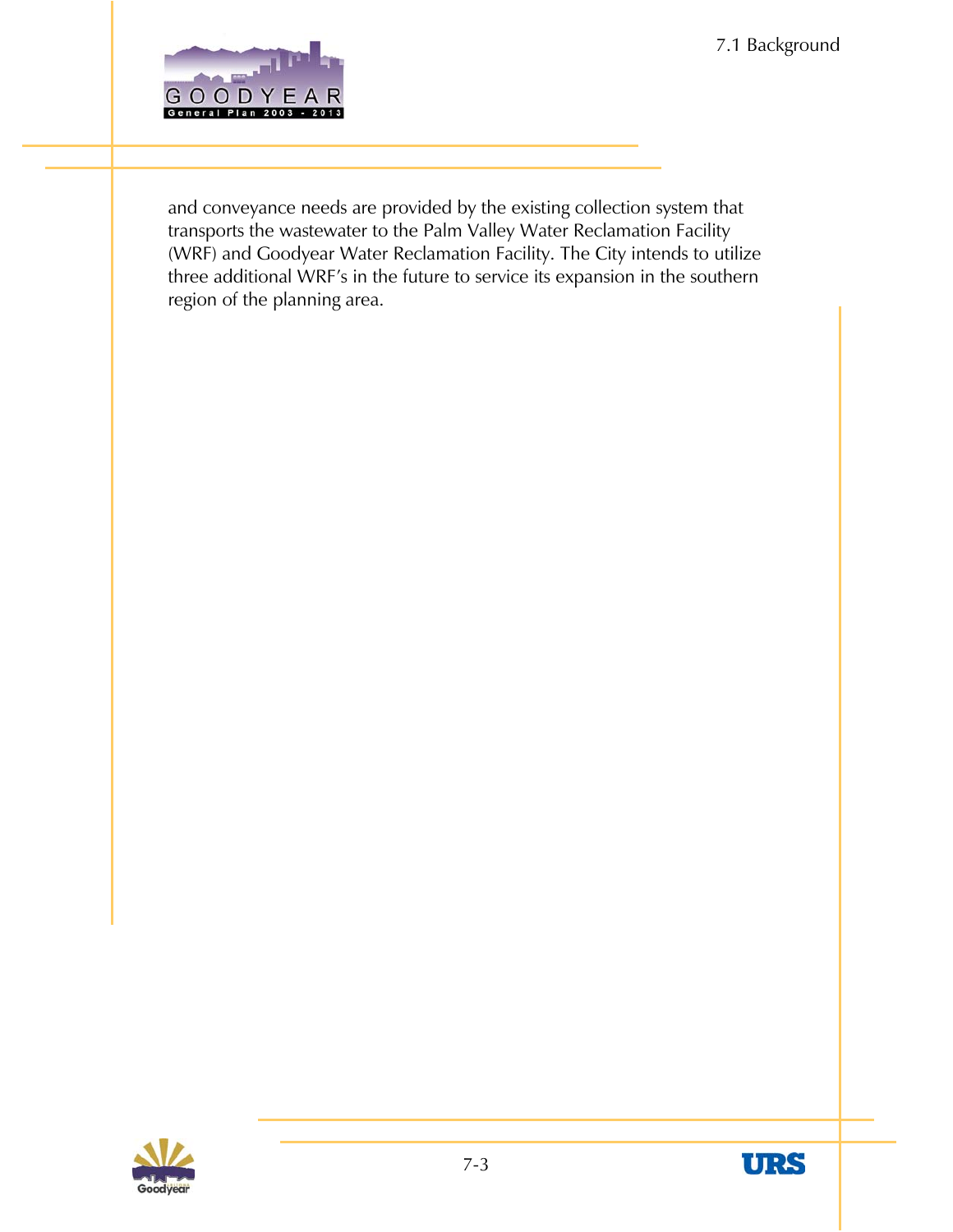and conveyance needs are provided by the existing collection system that transports the wastewater to the Palm Valley Water Reclamation Facility (WRF) and Goodyear Water Reclamation Facility. The City intends to utilize three additional WRF's in the future to service its expansion in the southern region of the planning area.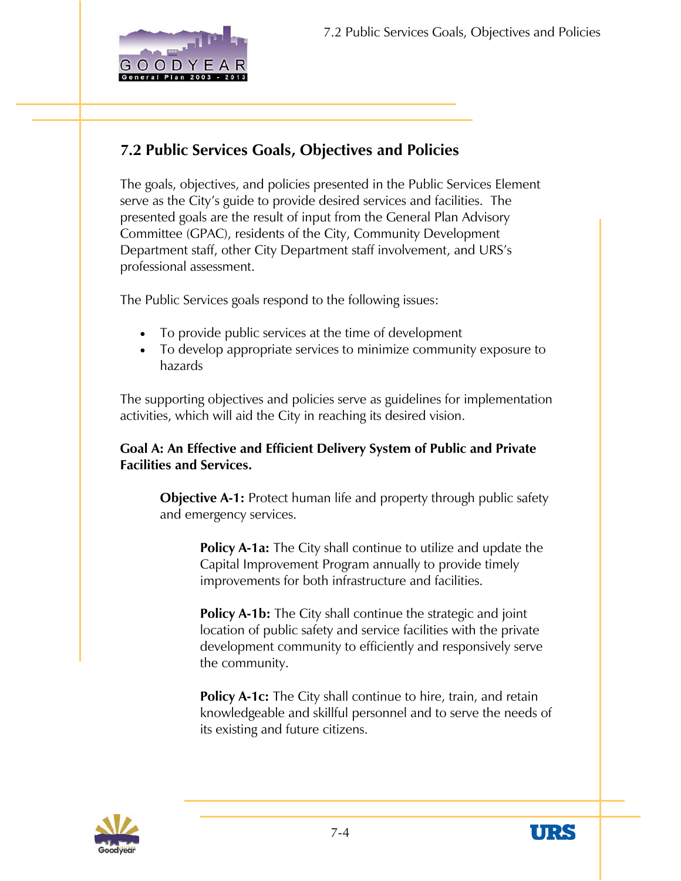## 7.2 Public Services Goals, Objectives and Policies

The goals, objectives, and policies presented in the Public Services Element serve as the City's guide to provide desired services and facilities. The presented goals are the result of input from the General Plan Advisory Committee (GPAC), residents of the City, Community Development Department staff, other City Department staff involvement, and URS's professional assessment.

The Public Services goals respond to the following issues:

- To provide public services at the time of development
- To develop appropriate services to minimize community exposure to hazards

The supporting objectives and policies serve as guidelines for implementation activities, which will aid the City in reaching its desired vision.

**Goal A: An Effective and Efficient Delivery System of Public and Private Facilities and Services.**

**Objective A-1:** Protect human life and property through public safety and emergency services.

**Policy A-1a:** The City shall continue to utilize and update the Capital Improvement Program annually to provide timely improvements for both infrastructure and facilities.

**Policy A-1b:** The City shall continue the strategic and joint location of public safety and service facilities with the private development community to efficiently and responsively serve the community.

**Policy A-1c:** The City shall continue to hire, train, and retain knowledgeable and skillful personnel and to serve the needs of its existing and future citizens.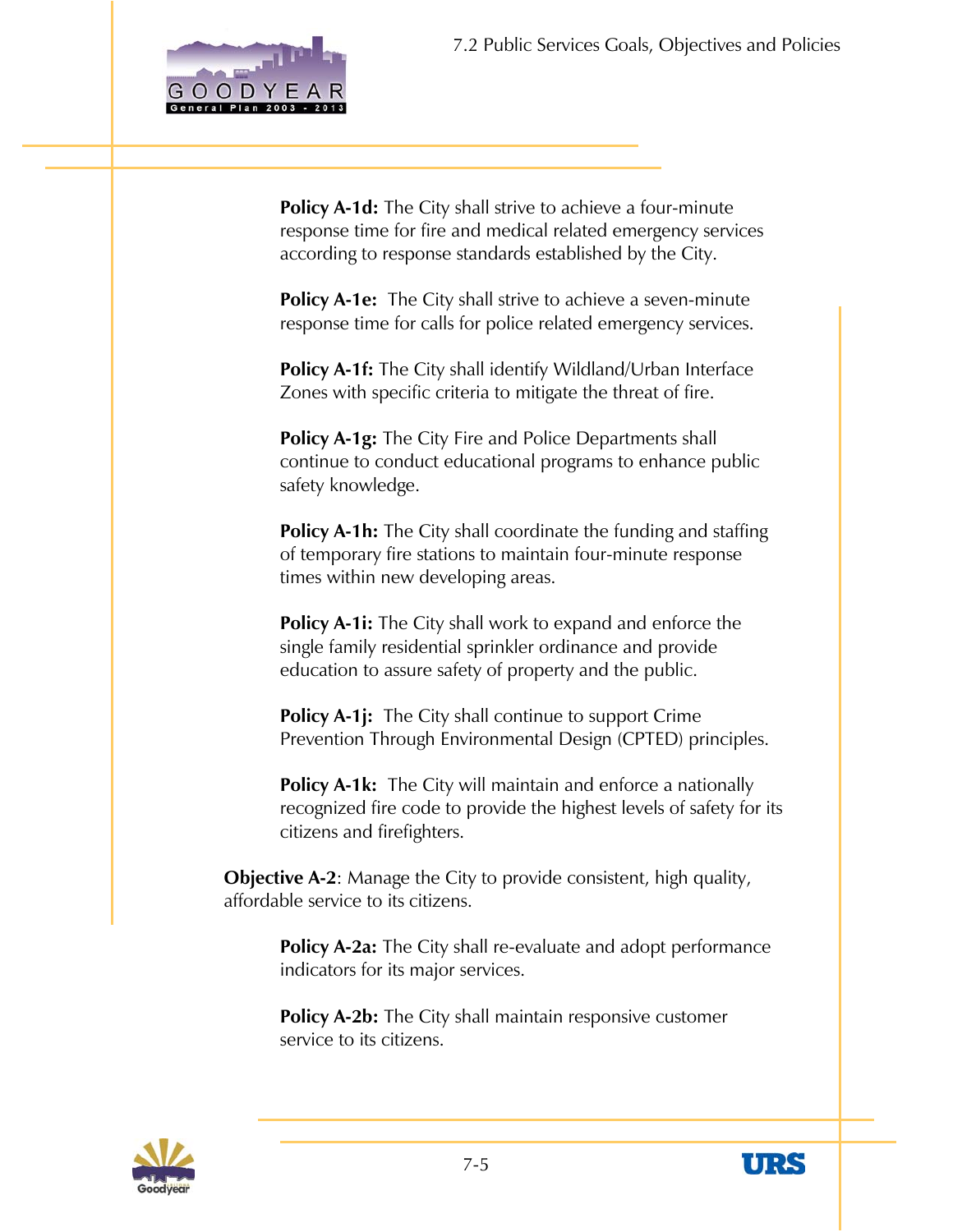**Policy A-1d:** The City shall strive to achieve a four-minute response time for fire and medical related emergency services according to response standards established by the City.

**Policy A-1e:** The City shall strive to achieve a seven-minute response time for calls for police related emergency services.

**Policy A-1f:** The City shall identify Wildland/Urban Interface Zones with specific criteria to mitigate the threat of fire.

**Policy A-1g:** The City Fire and Police Departments shall continue to conduct educational programs to enhance public safety knowledge.

**Policy A-1h:** The City shall coordinate the funding and staffing of temporary fire stations to maintain four-minute response times within new developing areas.

**Policy A-1i:** The City shall work to expand and enforce the single family residential sprinkler ordinance and provide education to assure safety of property and the public.

**Policy A-1j:** The City shall continue to support Crime Prevention Through Environmental Design (CPTED) principles.

**Policy A-1k:** The City will maintain and enforce a nationally recognized fire code to provide the highest levels of safety for its citizens and firefighters.

**Objective A-2**: Manage the City to provide consistent, high quality, affordable service to its citizens.

**Policy A-2a:** The City shall re-evaluate and adopt performance indicators for its major services.

**Policy A-2b:** The City shall maintain responsive customer service to its citizens.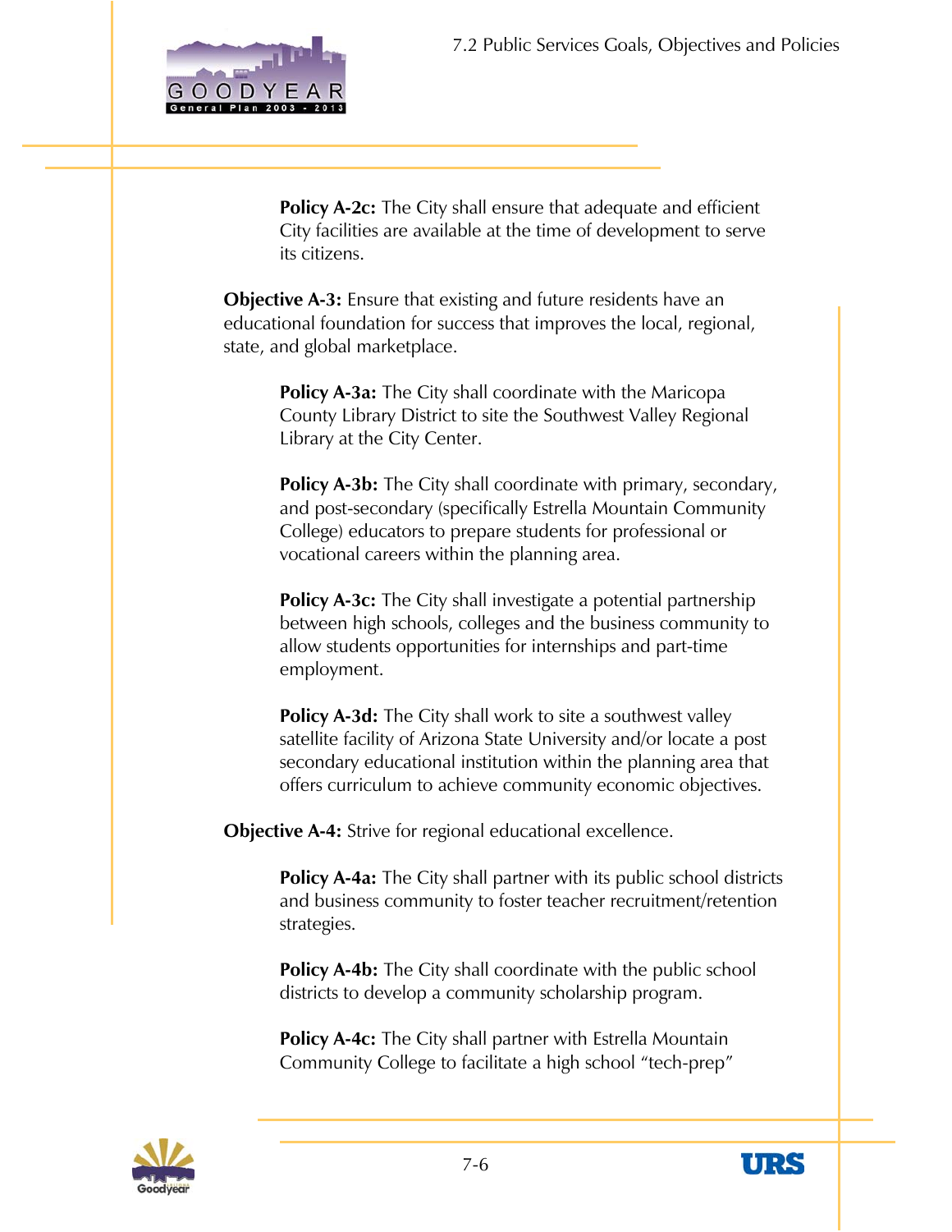**Policy A-2c:** The City shall ensure that adequate and efficient City facilities are available at the time of development to serve its citizens.

**Objective A-3:** Ensure that existing and future residents have an educational foundation for success that improves the local, regional, state, and global marketplace.

**Policy A-3a:** The City shall coordinate with the Maricopa County Library District to site the Southwest Valley Regional Library at the City Center.

**Policy A-3b:** The City shall coordinate with primary, secondary, and post-secondary (specifically Estrella Mountain Community College) educators to prepare students for professional or vocational careers within the planning area.

**Policy A-3c:** The City shall investigate a potential partnership between high schools, colleges and the business community to allow students opportunities for internships and part-time employment.

**Policy A-3d:** The City shall work to site a southwest valley satellite facility of Arizona State University and/or locate a post secondary educational institution within the planning area that offers curriculum to achieve community economic objectives.

**Objective A-4:** Strive for regional educational excellence.

**Policy A-4a:** The City shall partner with its public school districts and business community to foster teacher recruitment/retention strategies.

**Policy A-4b:** The City shall coordinate with the public school districts to develop a community scholarship program.

**Policy A-4c:** The City shall partner with Estrella Mountain Community College to facilitate a high school "tech-prep"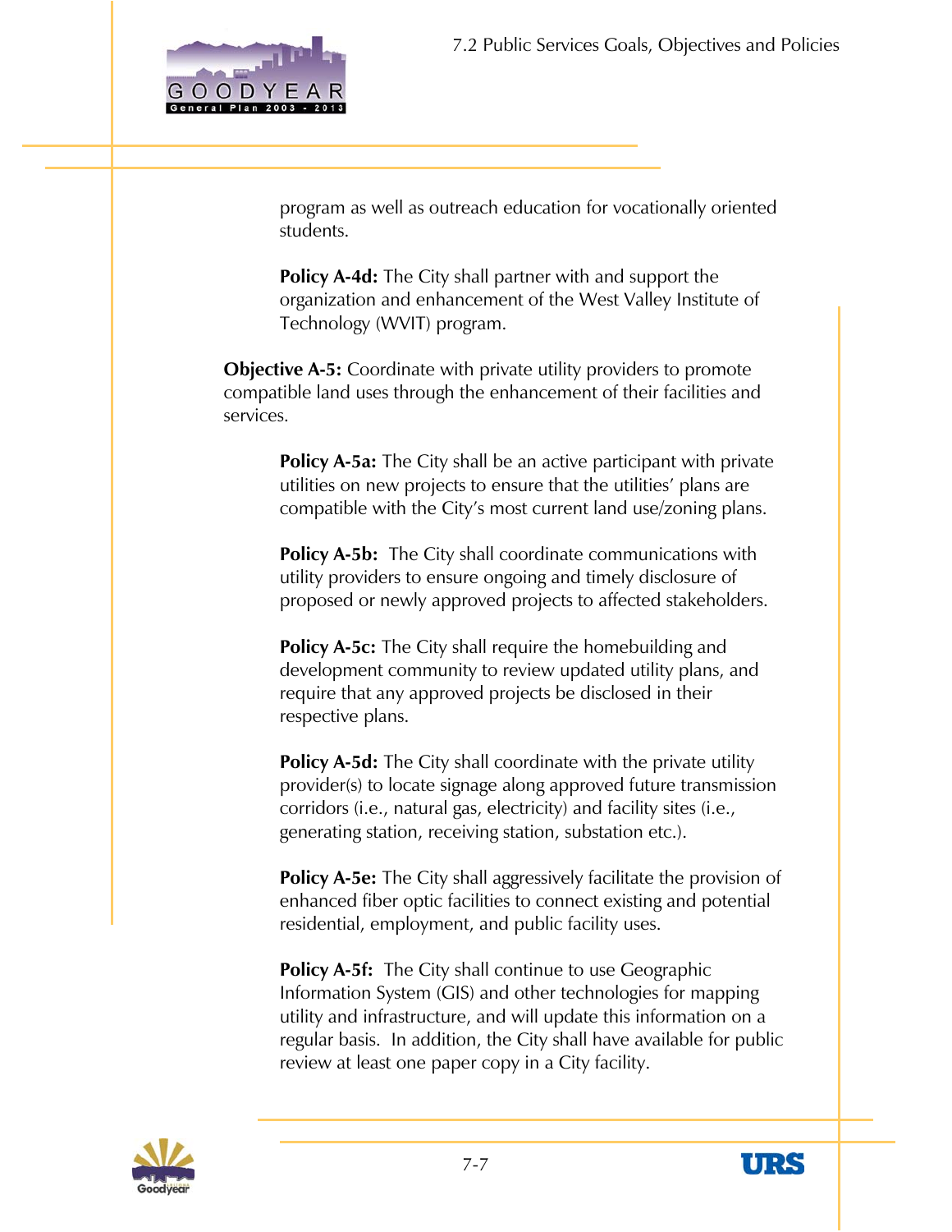program as well as outreach education for vocationally oriented students.

**Policy A-4d:** The City shall partner with and support the organization and enhancement of the West Valley Institute of Technology (WVIT) program.

**Objective A-5:** Coordinate with private utility providers to promote compatible land uses through the enhancement of their facilities and services.

**Policy A-5a:** The City shall be an active participant with private utilities on new projects to ensure that the utilities' plans are compatible with the City's most current land use/zoning plans.

**Policy A-5b:** The City shall coordinate communications with utility providers to ensure ongoing and timely disclosure of proposed or newly approved projects to affected stakeholders.

**Policy A-5c:** The City shall require the homebuilding and development community to review updated utility plans, and require that any approved projects be disclosed in their respective plans.

**Policy A-5d:** The City shall coordinate with the private utility provider(s) to locate signage along approved future transmission corridors (i.e., natural gas, electricity) and facility sites (i.e., generating station, receiving station, substation etc.).

**Policy A-5e:** The City shall aggressively facilitate the provision of enhanced fiber optic facilities to connect existing and potential residential, employment, and public facility uses.

**Policy A-5f:** The City shall continue to use Geographic Information System (GIS) and other technologies for mapping utility and infrastructure, and will update this information on a regular basis. In addition, the City shall have available for public review at least one paper copy in a City facility.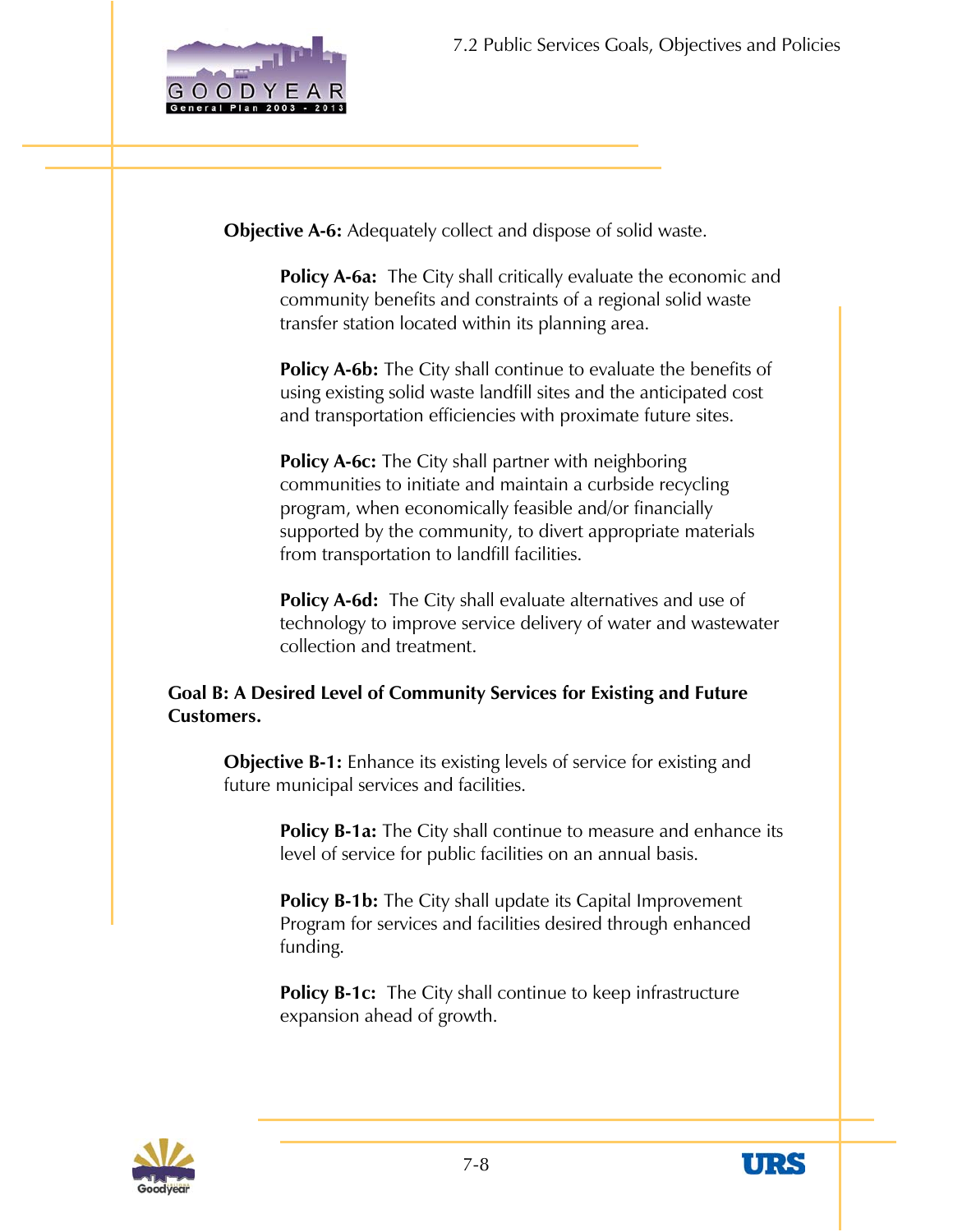**Objective A-6:** Adequately collect and dispose of solid waste.

**Policy A-6a:** The City shall critically evaluate the economic and community benefits and constraints of a regional solid waste transfer station located within its planning area.

**Policy A-6b:** The City shall continue to evaluate the benefits of using existing solid waste landfill sites and the anticipated cost and transportation efficiencies with proximate future sites.

**Policy A-6c:** The City shall partner with neighboring communities to initiate and maintain a curbside recycling program, when economically feasible and/or financially supported by the community, to divert appropriate materials from transportation to landfill facilities.

**Policy A-6d:** The City shall evaluate alternatives and use of technology to improve service delivery of water and wastewater collection and treatment.

**Goal B: A Desired Level of Community Services for Existing and Future Customers.**

**Objective B-1:** Enhance its existing levels of service for existing and future municipal services and facilities.

**Policy B-1a:** The City shall continue to measure and enhance its level of service for public facilities on an annual basis.

**Policy B-1b:** The City shall update its Capital Improvement Program for services and facilities desired through enhanced funding.

**Policy B-1c:** The City shall continue to keep infrastructure expansion ahead of growth.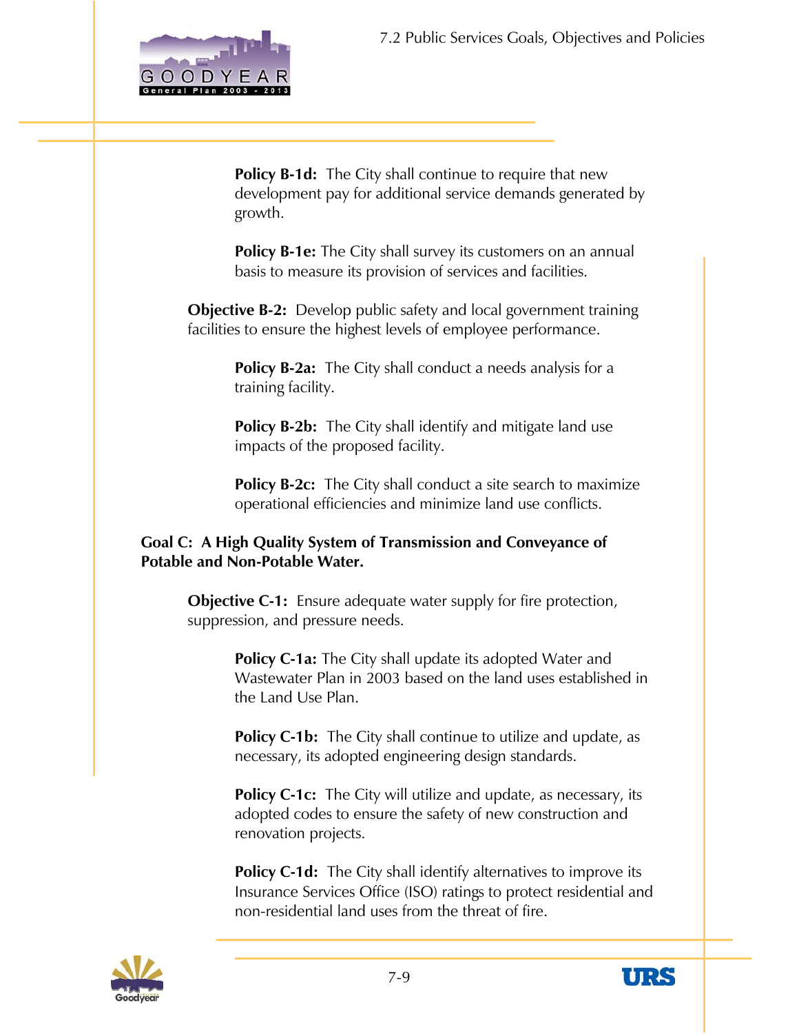**Policy B-1d:** The City shall continue to require that new development pay for additional service demands generated by growth.

**Policy B-1e:** The City shall survey its customers on an annual basis to measure its provision of services and facilities.

**Objective B-2:** Develop public safety and local government training facilities to ensure the highest levels of employee performance.

**Policy B-2a:** The City shall conduct a needs analysis for a training facility.

**Policy B-2b:** The City shall identify and mitigate land use impacts of the proposed facility.

**Policy B-2c:** The City shall conduct a site search to maximize operational efficiencies and minimize land use conflicts.

**Goal C: A High Quality System of Transmission and Conveyance of Potable and Non-Potable Water.**

**Objective C-1:** Ensure adequate water supply for fire protection, suppression, and pressure needs.

**Policy C-1a:** The City shall update its adopted Water and Wastewater Plan in 2003 based on the land uses established in the Land Use Plan.

**Policy C-1b:** The City shall continue to utilize and update, as necessary, its adopted engineering design standards.

**Policy C-1c:** The City will utilize and update, as necessary, its adopted codes to ensure the safety of new construction and renovation projects.

**Policy C-1d:** The City shall identify alternatives to improve its Insurance Services Office (ISO) ratings to protect residential and non-residential land uses from the threat of fire.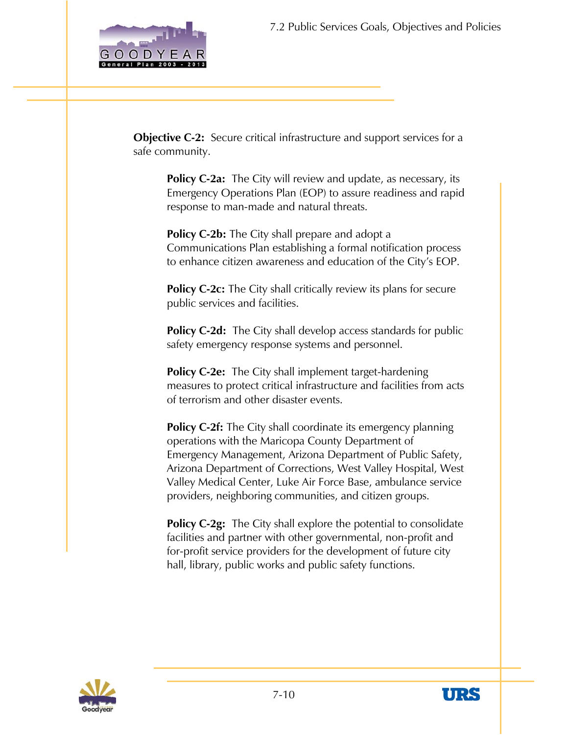**Objective C-2:** Secure critical infrastructure and support services for a safe community.

**Policy C-2a:** The City will review and update, as necessary, its Emergency Operations Plan (EOP) to assure readiness and rapid response to man-made and natural threats.

**Policy C-2b:** The City shall prepare and adopt a Communications Plan establishing a formal notification process to enhance citizen awareness and education of the City's EOP.

**Policy C-2c:** The City shall critically review its plans for secure public services and facilities.

**Policy C-2d:** The City shall develop access standards for public safety emergency response systems and personnel.

**Policy C-2e:** The City shall implement target-hardening measures to protect critical infrastructure and facilities from acts of terrorism and other disaster events.

**Policy C-2f:** The City shall coordinate its emergency planning operations with the Maricopa County Department of Emergency Management, Arizona Department of Public Safety, Arizona Department of Corrections, West Valley Hospital, West Valley Medical Center, Luke Air Force Base, ambulance service providers, neighboring communities, and citizen groups.

**Policy C-2g:** The City shall explore the potential to consolidate facilities and partner with other governmental, non-profit and for-profit service providers for the development of future city hall, library, public works and public safety functions.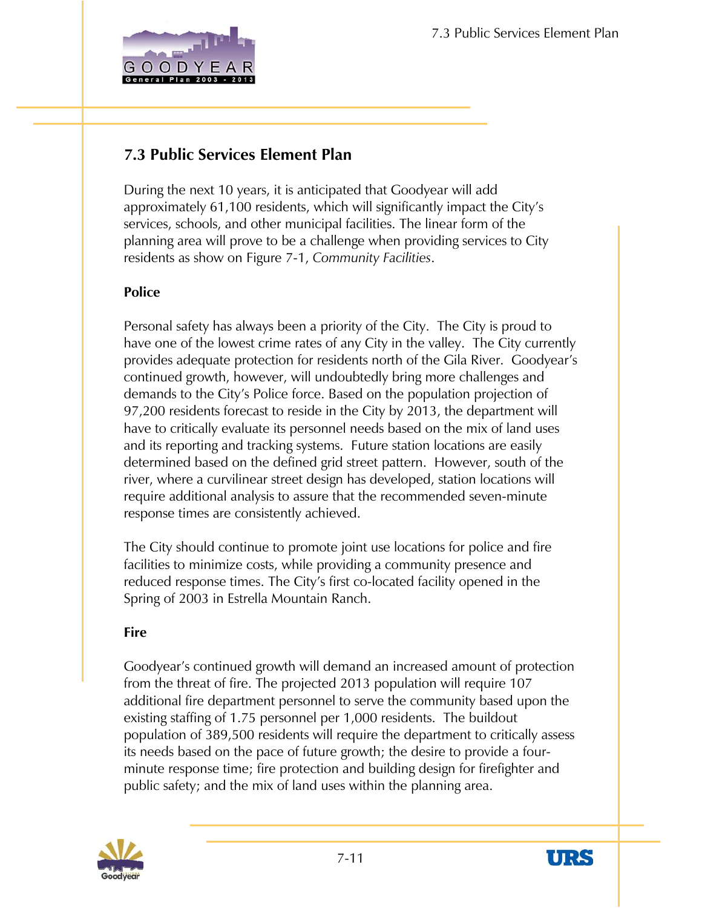## 7.3 Public Services Element Plan

During the next 10 years, it is anticipated that Goodyear will add approximately 61,100 residents, which will significantly impact the City's services, schools, and other municipal facilities. The linear form of the planning area will prove to be a challenge when providing services to City residents as show on Figure 7-1, *Community Facilities*.

### Police

Personal safety has always been a priority of the City. The City is proud to have one of the lowest crime rates of any City in the valley. The City currently provides adequate protection for residents north of the Gila River. Goodyear's continued growth, however, will undoubtedly bring more challenges and demands to the City's Police force. Based on the population projection of 97,200 residents forecast to reside in the City by 2013, the department will have to critically evaluate its personnel needs based on the mix of land uses and its reporting and tracking systems. Future station locations are easily determined based on the defined grid street pattern. However, south of the river, where a curvilinear street design has developed, station locations will require additional analysis to assure that the recommended seven-minute response times are consistently achieved.

The City should continue to promote joint use locations for police and fire facilities to minimize costs, while providing a community presence and reduced response times. The City's first co-located facility opened in the Spring of 2003 in Estrella Mountain Ranch.

### Fire

Goodyear's continued growth will demand an increased amount of protection from the threat of fire. The projected 2013 population will require 107 additional fire department personnel to serve the community based upon the existing staffing of 1.75 personnel per 1,000 residents. The buildout population of 389,500 residents will require the department to critically assess its needs based on the pace of future growth; the desire to provide a four-minute response time; fire protection and building design for firefighter and public safety; and the mix of land uses within the planning area.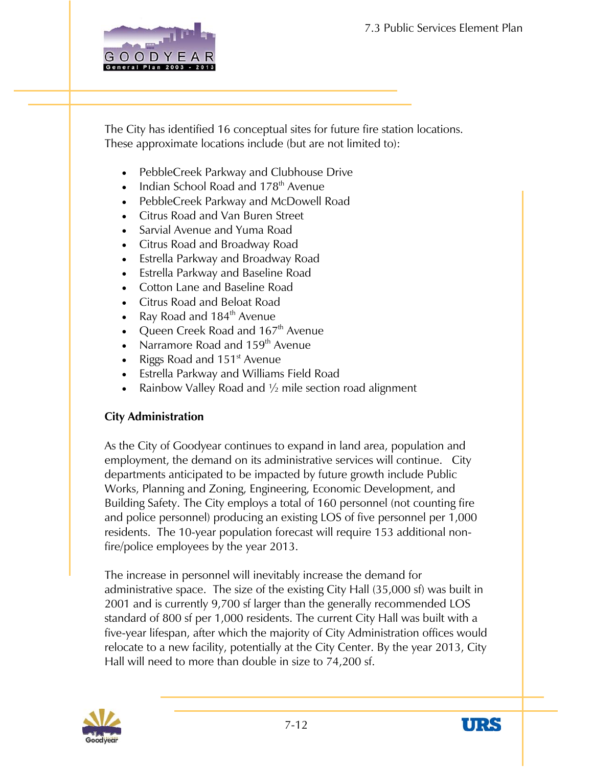The City has identified 16 conceptual sites for future fire station locations. These approximate locations include (but are not limited to):

- PebbleCreek Parkway and Clubhouse Drive
- Indian School Road and 178th Avenue
- PebbleCreek Parkway and McDowell Road
- Citrus Road and Van Buren Street
- Sarvial Avenue and Yuma Road
- Citrus Road and Broadway Road
- Estrella Parkway and Broadway Road
- Estrella Parkway and Baseline Road
- Cotton Lane and Baseline Road
- Citrus Road and Beloat Road
- Ray Road and 184th Avenue
- Queen Creek Road and 167th Avenue
- Narramore Road and 159th Avenue
- Riggs Road and 151st Avenue
- Estrella Parkway and Williams Field Road
- Rainbow Valley Road and ½ mile section road alignment

**City Administration**

As the City of Goodyear continues to expand in land area, population and employment, the demand on its administrative services will continue. City departments anticipated to be impacted by future growth include Public Works, Planning and Zoning, Engineering, Economic Development, and Building Safety. The City employs a total of 160 personnel (not counting fire and police personnel) producing an existing LOS of five personnel per 1,000 residents. The 10-year population forecast will require 153 additional non-fire/police employees by the year 2013.

The increase in personnel will inevitably increase the demand for administrative space. The size of the existing City Hall (35,000 sf) was built in 2001 and is currently 9,700 sf larger than the generally recommended LOS standard of 800 sf per 1,000 residents. The current City Hall was built with a five-year lifespan, after which the majority of City Administration offices would relocate to a new facility, potentially at the City Center. By the year 2013, City Hall will need to more than double in size to 74,200 sf.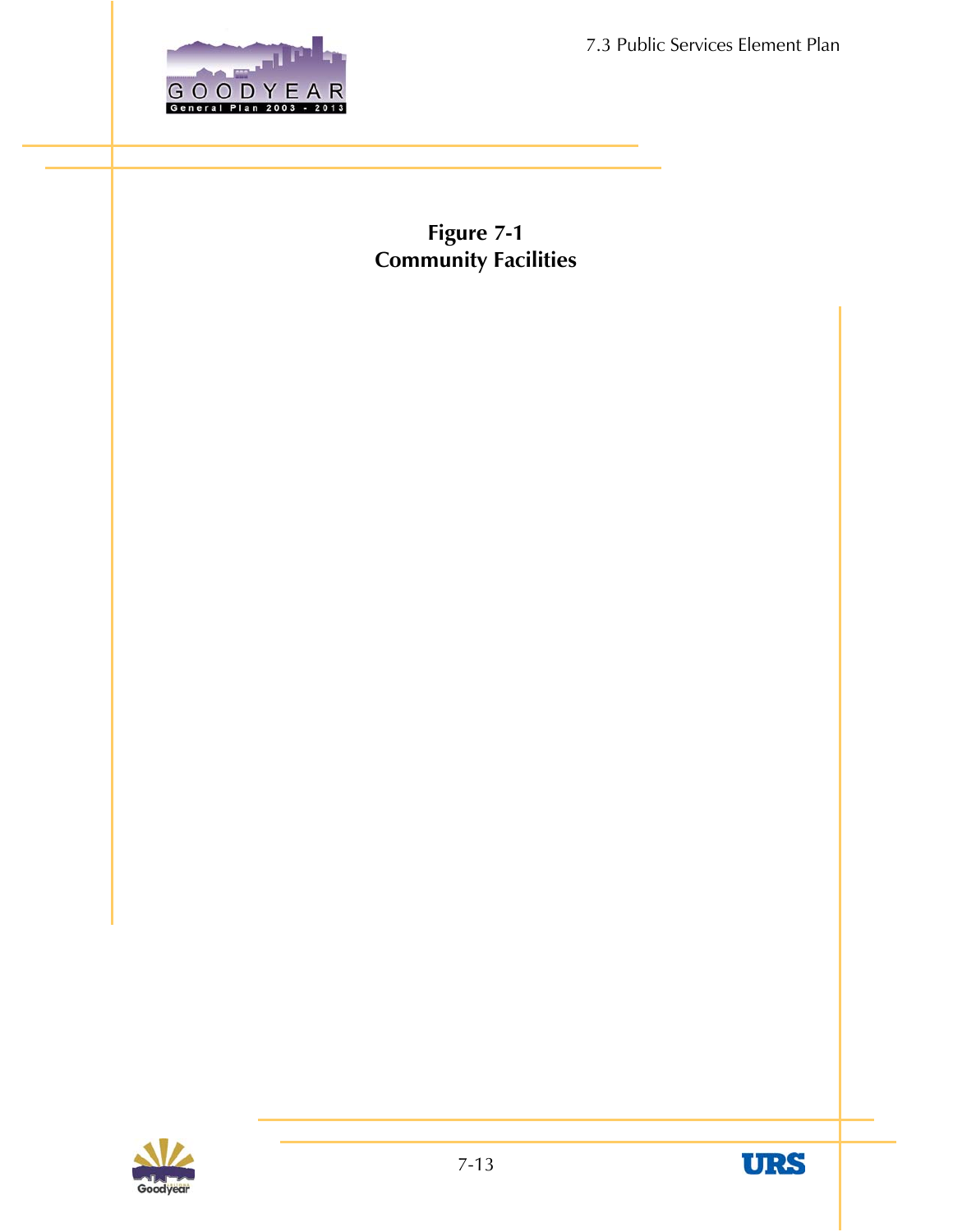**Figure 7-1**
**Community Facilities**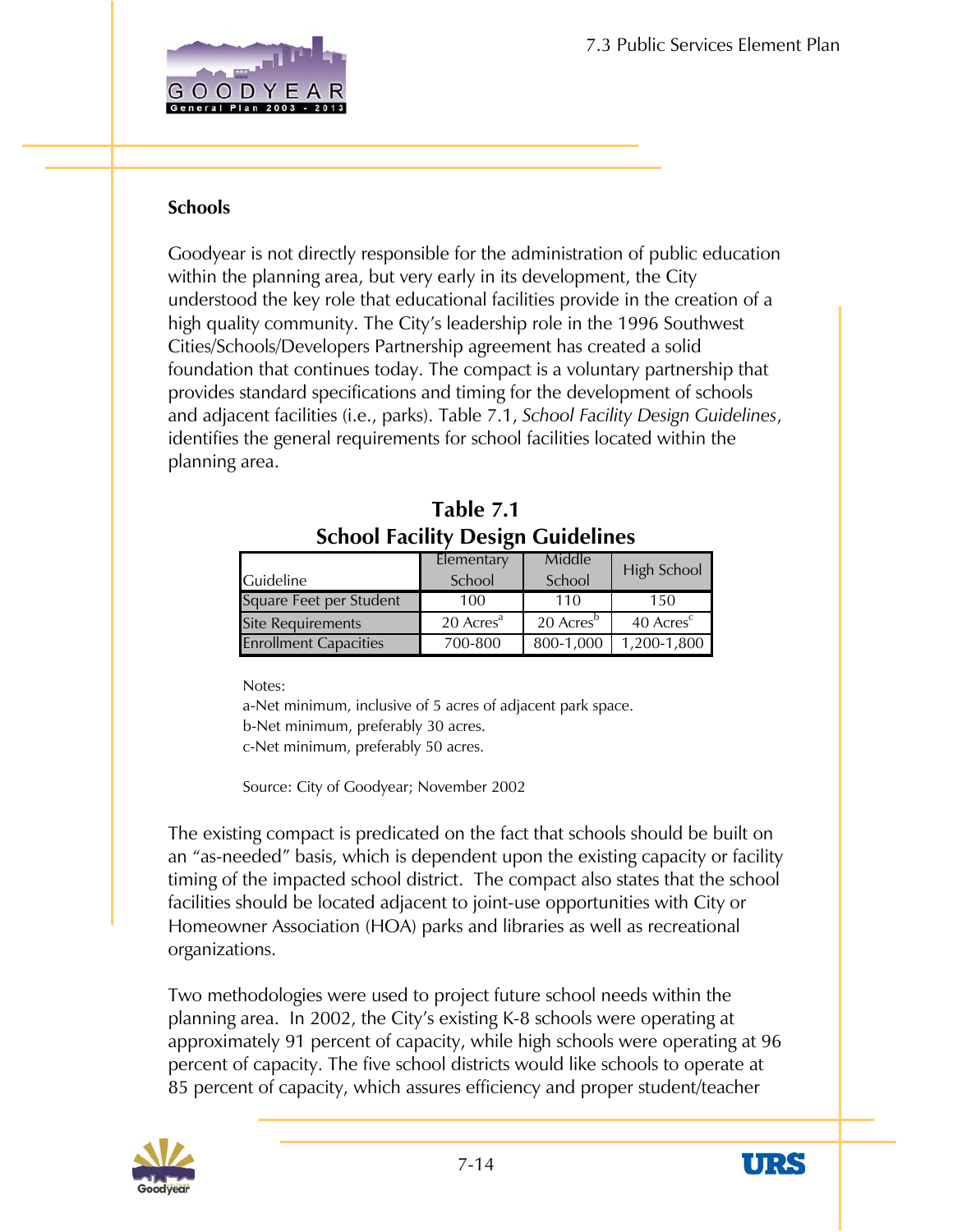## Schools

Goodyear is not directly responsible for the administration of public education within the planning area, but very early in its development, the City understood the key role that educational facilities provide in the creation of a high quality community. The City's leadership role in the 1996 Southwest Cities/Schools/Developers Partnership agreement has created a solid foundation that continues today. The compact is a voluntary partnership that provides standard specifications and timing for the development of schools and adjacent facilities (i.e., parks). Table 7.1, *School Facility Design Guidelines*, identifies the general requirements for school facilities located within the planning area.

**Table 7.1**
**School Facility Design Guidelines**

| Guideline | Elementary School | Middle School | High School |
|---|---|---|---|
| Square Feet per Student | 100 | 110 | 150 |
| Site Requirements | 20 Acres[a] | 20 Acres[b] | 40 Acres[c] |
| Enrollment Capacities | 700-800 | 800-1,000 | 1,200-1,800 |

Notes:
a-Net minimum, inclusive of 5 acres of adjacent park space.
b-Net minimum, preferably 30 acres.
c-Net minimum, preferably 50 acres.

Source: City of Goodyear; November 2002

The existing compact is predicated on the fact that schools should be built on an "as-needed" basis, which is dependent upon the existing capacity or facility timing of the impacted school district. The compact also states that the school facilities should be located adjacent to joint-use opportunities with City or Homeowner Association (HOA) parks and libraries as well as recreational organizations.

Two methodologies were used to project future school needs within the planning area. In 2002, the City's existing K-8 schools were operating at approximately 91 percent of capacity, while high schools were operating at 96 percent of capacity. The five school districts would like schools to operate at 85 percent of capacity, which assures efficiency and proper student/teacher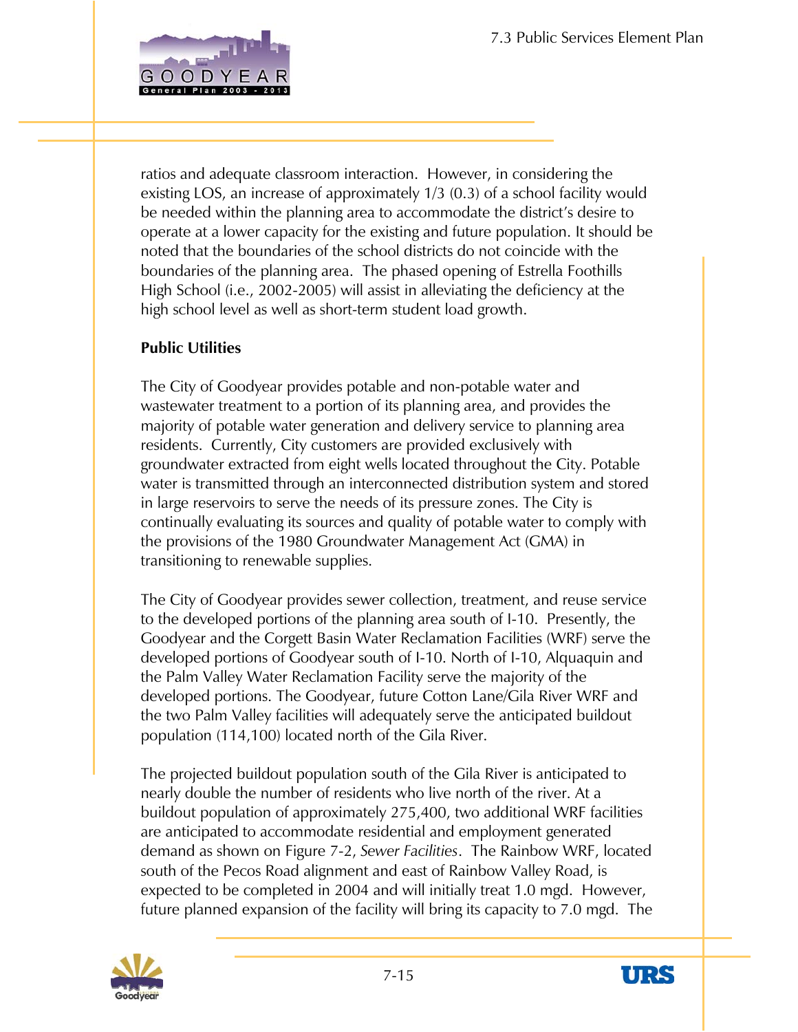ratios and adequate classroom interaction. However, in considering the existing LOS, an increase of approximately 1/3 (0.3) of a school facility would be needed within the planning area to accommodate the district's desire to operate at a lower capacity for the existing and future population. It should be noted that the boundaries of the school districts do not coincide with the boundaries of the planning area. The phased opening of Estrella Foothills High School (i.e., 2002-2005) will assist in alleviating the deficiency at the high school level as well as short-term student load growth.

**Public Utilities**

The City of Goodyear provides potable and non-potable water and wastewater treatment to a portion of its planning area, and provides the majority of potable water generation and delivery service to planning area residents. Currently, City customers are provided exclusively with groundwater extracted from eight wells located throughout the City. Potable water is transmitted through an interconnected distribution system and stored in large reservoirs to serve the needs of its pressure zones. The City is continually evaluating its sources and quality of potable water to comply with the provisions of the 1980 Groundwater Management Act (GMA) in transitioning to renewable supplies.

The City of Goodyear provides sewer collection, treatment, and reuse service to the developed portions of the planning area south of I-10. Presently, the Goodyear and the Corgett Basin Water Reclamation Facilities (WRF) serve the developed portions of Goodyear south of I-10. North of I-10, Alquaquin and the Palm Valley Water Reclamation Facility serve the majority of the developed portions. The Goodyear, future Cotton Lane/Gila River WRF and the two Palm Valley facilities will adequately serve the anticipated buildout population (114,100) located north of the Gila River.

The projected buildout population south of the Gila River is anticipated to nearly double the number of residents who live north of the river. At a buildout population of approximately 275,400, two additional WRF facilities are anticipated to accommodate residential and employment generated demand as shown on Figure 7-2, *Sewer Facilities*. The Rainbow WRF, located south of the Pecos Road alignment and east of Rainbow Valley Road, is expected to be completed in 2004 and will initially treat 1.0 mgd. However, future planned expansion of the facility will bring its capacity to 7.0 mgd. The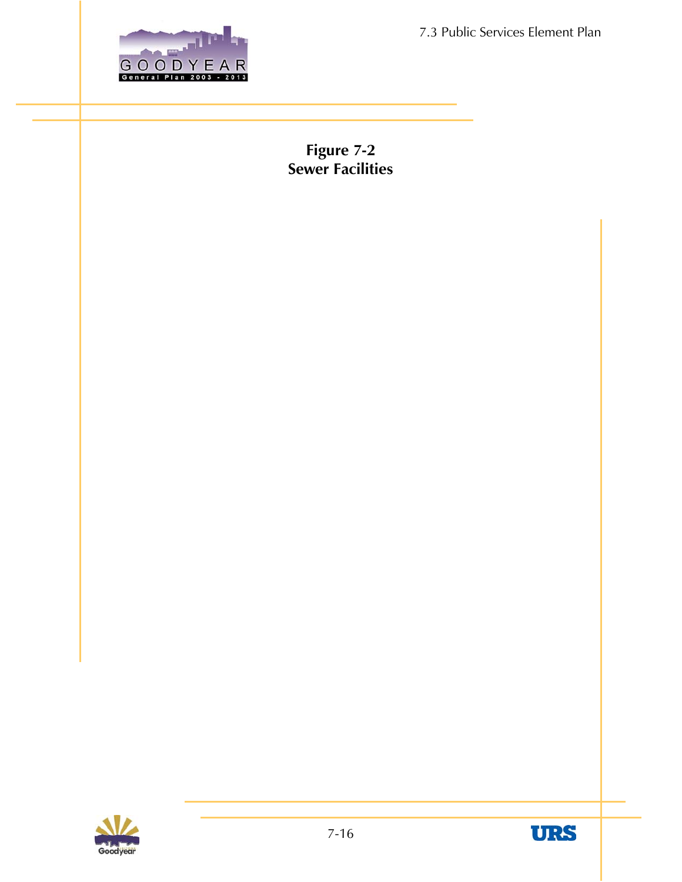**Figure 7-2**
**Sewer Facilities**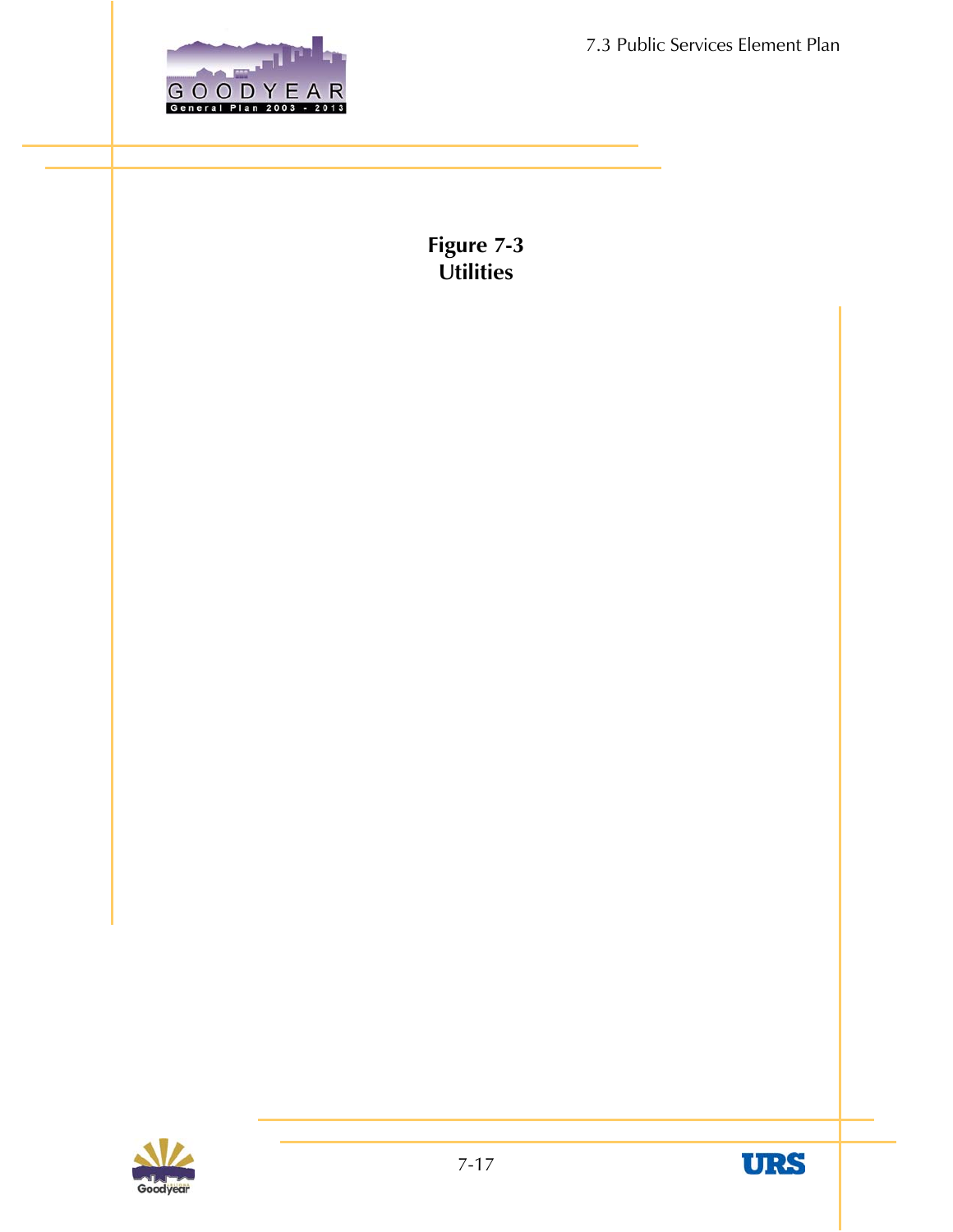**Figure 7-3**
**Utilities**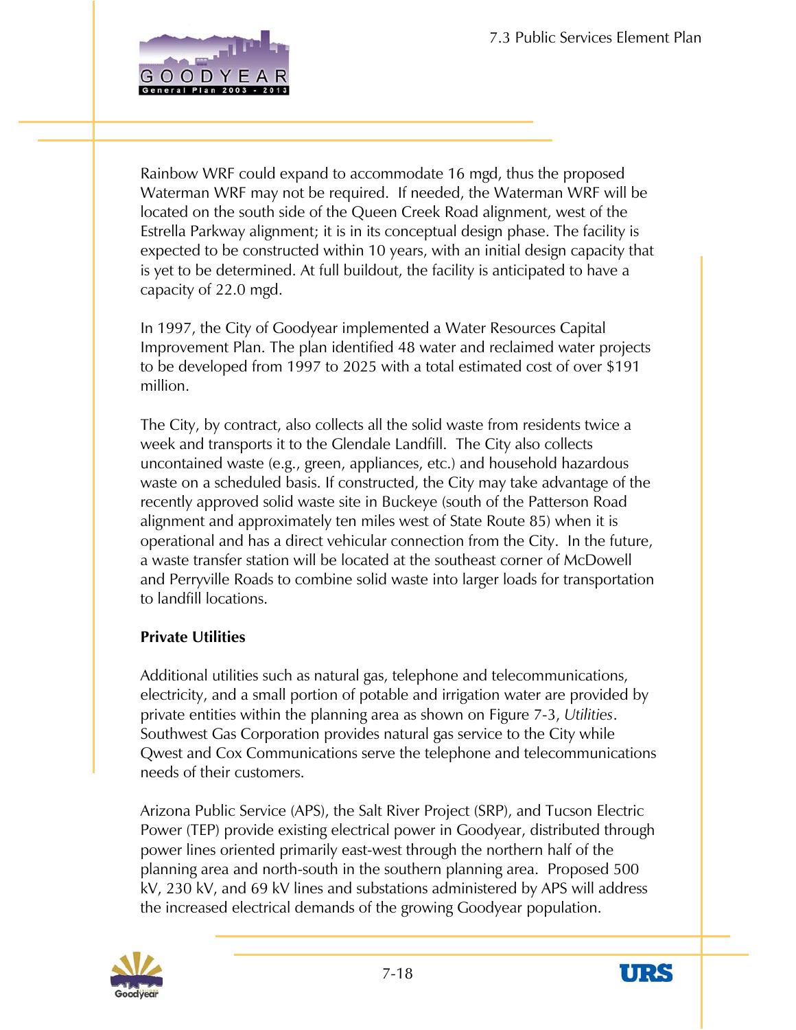Rainbow WRF could expand to accommodate 16 mgd, thus the proposed Waterman WRF may not be required. If needed, the Waterman WRF will be located on the south side of the Queen Creek Road alignment, west of the Estrella Parkway alignment; it is in its conceptual design phase. The facility is expected to be constructed within 10 years, with an initial design capacity that is yet to be determined. At full buildout, the facility is anticipated to have a capacity of 22.0 mgd.

In 1997, the City of Goodyear implemented a Water Resources Capital Improvement Plan. The plan identified 48 water and reclaimed water projects to be developed from 1997 to 2025 with a total estimated cost of over $191 million.

The City, by contract, also collects all the solid waste from residents twice a week and transports it to the Glendale Landfill. The City also collects uncontained waste (e.g., green, appliances, etc.) and household hazardous waste on a scheduled basis. If constructed, the City may take advantage of the recently approved solid waste site in Buckeye (south of the Patterson Road alignment and approximately ten miles west of State Route 85) when it is operational and has a direct vehicular connection from the City. In the future, a waste transfer station will be located at the southeast corner of McDowell and Perryville Roads to combine solid waste into larger loads for transportation to landfill locations.

**Private Utilities**

Additional utilities such as natural gas, telephone and telecommunications, electricity, and a small portion of potable and irrigation water are provided by private entities within the planning area as shown on Figure 7-3, *Utilities*. Southwest Gas Corporation provides natural gas service to the City while Qwest and Cox Communications serve the telephone and telecommunications needs of their customers.

Arizona Public Service (APS), the Salt River Project (SRP), and Tucson Electric Power (TEP) provide existing electrical power in Goodyear, distributed through power lines oriented primarily east-west through the northern half of the planning area and north-south in the southern planning area. Proposed 500 kV, 230 kV, and 69 kV lines and substations administered by APS will address the increased electrical demands of the growing Goodyear population.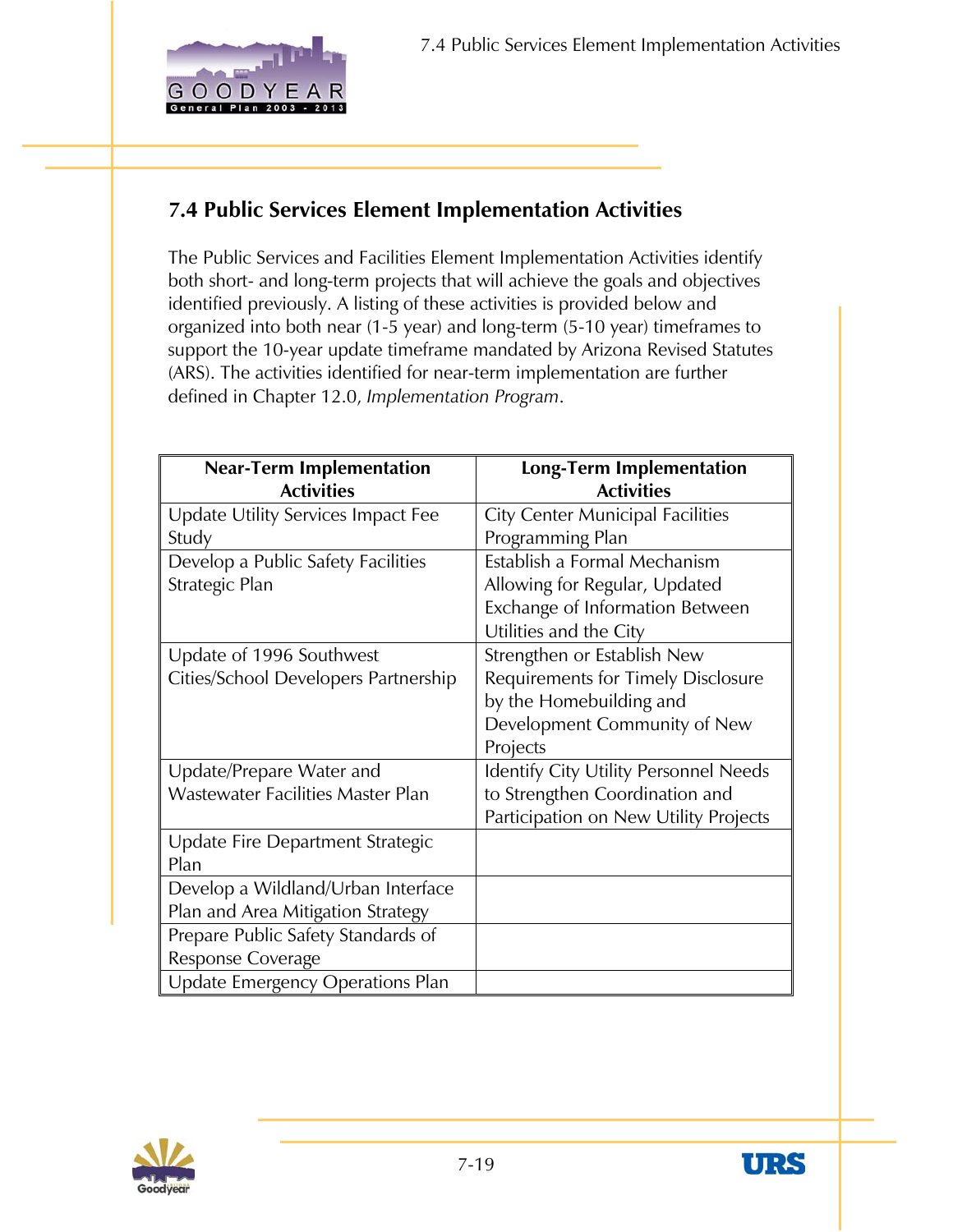## 7.4 Public Services Element Implementation Activities

The Public Services and Facilities Element Implementation Activities identify both short- and long-term projects that will achieve the goals and objectives identified previously. A listing of these activities is provided below and organized into both near (1-5 year) and long-term (5-10 year) timeframes to support the 10-year update timeframe mandated by Arizona Revised Statutes (ARS). The activities identified for near-term implementation are further defined in Chapter 12.0, *Implementation Program*.

| Near-Term Implementation Activities | Long-Term Implementation Activities |
|---|---|
| Update Utility Services Impact Fee Study | City Center Municipal Facilities Programming Plan |
| Develop a Public Safety Facilities Strategic Plan | Establish a Formal Mechanism Allowing for Regular, Updated Exchange of Information Between Utilities and the City |
| Update of 1996 Southwest Cities/School Developers Partnership | Strengthen or Establish New Requirements for Timely Disclosure by the Homebuilding and Development Community of New Projects |
| Update/Prepare Water and Wastewater Facilities Master Plan | Identify City Utility Personnel Needs to Strengthen Coordination and Participation on New Utility Projects |
| Update Fire Department Strategic Plan | |
| Develop a Wildland/Urban Interface Plan and Area Mitigation Strategy | |
| Prepare Public Safety Standards of Response Coverage | |
| Update Emergency Operations Plan | |